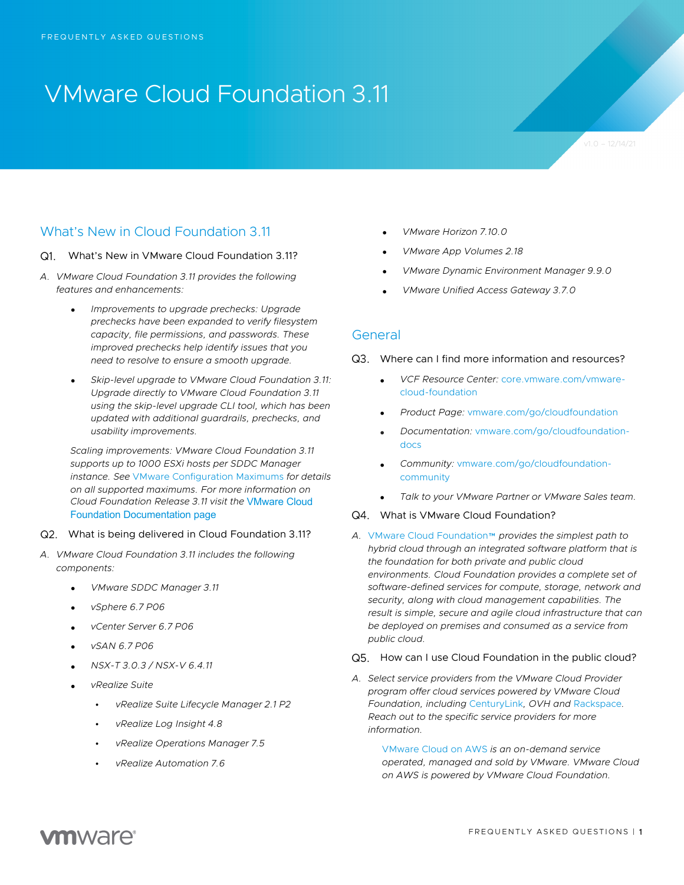FREQUENTLY ASKED QUESTIONS

# VMware Cloud Foundation 3.11

v1.0 – 12/14/21

## What's New in Cloud Foundation 3.11

### Q1. What's New in VMware Cloud Foundation 3.11?

A. *VMware Cloud Foundation 3.11 provides the following features and enhancements:*

- *Improvements to upgrade prechecks: Upgrade prechecks have been expanded to verify filesystem capacity, file permissions, and passwords. These improved prechecks help identify issues that you need to resolve to ensure a smooth upgrade.*
- *Skip-level upgrade to VMware Cloud Foundation 3.11: Upgrade directly to VMware Cloud Foundation 3.11 using the skip-level upgrade CLI tool, which has been updated with additional guardrails, prechecks, and usability improvements.*

*Scaling improvements: VMware Cloud Foundation 3.11 supports up to 1000 ESXi hosts per SDDC Manager instance. See* VMware Configuration Maximums *for details on all supported maximums. For more information on Cloud Foundation Release 3.11 visit the* VMware Cloud Foundation Documentation page

### Q2. What is being delivered in Cloud Foundation 3.11?

A. *VMware Cloud Foundation 3.11 includes the following components:*

- *VMware SDDC Manager 3.11*
- *vSphere 6.7 P06*
- *vCenter Server 6.7 P06*
- *vSAN 6.7 P06*
- *NSX-T 3.0.3 / NSX-V 6.4.11*
- *vRealize Suite*
  - *vRealize Suite Lifecycle Manager 2.1 P2*
  - *vRealize Log Insight 4.8*
  - *vRealize Operations Manager 7.5*
  - *vRealize Automation 7.6*
- *VMware Horizon 7.10.0*
- *VMware App Volumes 2.18*
- *VMware Dynamic Environment Manager 9.9.0*
- *VMware Unified Access Gateway 3.7.0*

## General

### Q3. Where can I find more information and resources?

- *VCF Resource Center:* core.vmware.com/vmware-cloud-foundation
- *Product Page:* vmware.com/go/cloudfoundation
- *Documentation:* vmware.com/go/cloudfoundation-docs
- *Community:* vmware.com/go/cloudfoundation-community
- *Talk to your VMware Partner or VMware Sales team.*

### Q4. What is VMware Cloud Foundation?

A. VMware Cloud Foundation™ *provides the simplest path to hybrid cloud through an integrated software platform that is the foundation for both private and public cloud environments. Cloud Foundation provides a complete set of software-defined services for compute, storage, network and security, along with cloud management capabilities. The result is simple, secure and agile cloud infrastructure that can be deployed on premises and consumed as a service from public cloud.*

### Q5. How can I use Cloud Foundation in the public cloud?

A. *Select service providers from the VMware Cloud Provider program offer cloud services powered by VMware Cloud Foundation, including* CenturyLink, *OVH and* Rackspace. *Reach out to the specific service providers for more information.*

VMware Cloud on AWS *is an on-demand service operated, managed and sold by VMware. VMware Cloud on AWS is powered by VMware Cloud Foundation.*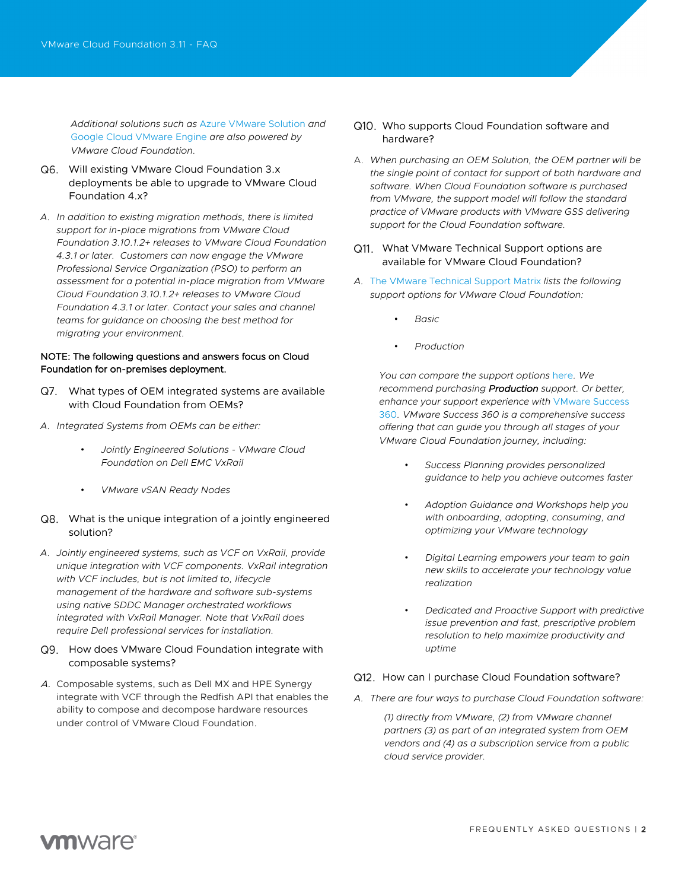*Additional solutions such as Azure VMware Solution and Google Cloud VMware Engine are also powered by VMware Cloud Foundation.*

### Q6. Will existing VMware Cloud Foundation 3.x deployments be able to upgrade to VMware Cloud Foundation 4.x?

A. *In addition to existing migration methods, there is limited support for in-place migrations from VMware Cloud Foundation 3.10.1.2+ releases to VMware Cloud Foundation 4.3.1 or later. Customers can now engage the VMware Professional Service Organization (PSO) to perform an assessment for a potential in-place migration from VMware Cloud Foundation 3.10.1.2+ releases to VMware Cloud Foundation 4.3.1 or later. Contact your sales and channel teams for guidance on choosing the best method for migrating your environment.*

NOTE: The following questions and answers focus on Cloud Foundation for on-premises deployment.

### Q7. What types of OEM integrated systems are available with Cloud Foundation from OEMs?

A. *Integrated Systems from OEMs can be either:*

- *Jointly Engineered Solutions - VMware Cloud Foundation on Dell EMC VxRail*
- *VMware vSAN Ready Nodes*

### Q8. What is the unique integration of a jointly engineered solution?

A. *Jointly engineered systems, such as VCF on VxRail, provide unique integration with VCF components. VxRail integration with VCF includes, but is not limited to, lifecycle management of the hardware and software sub-systems using native SDDC Manager orchestrated workflows integrated with VxRail Manager. Note that VxRail does require Dell professional services for installation.*

### Q9. How does VMware Cloud Foundation integrate with composable systems?

A. Composable systems, such as Dell MX and HPE Synergy integrate with VCF through the Redfish API that enables the ability to compose and decompose hardware resources under control of VMware Cloud Foundation.

### Q10. Who supports Cloud Foundation software and hardware?

A. *When purchasing an OEM Solution, the OEM partner will be the single point of contact for support of both hardware and software. When Cloud Foundation software is purchased from VMware, the support model will follow the standard practice of VMware products with VMware GSS delivering support for the Cloud Foundation software.*

### Q11. What VMware Technical Support options are available for VMware Cloud Foundation?

A. *The VMware Technical Support Matrix lists the following support options for VMware Cloud Foundation:*

- *Basic*
- *Production*

*You can compare the support options here. We recommend purchasing **Production** support. Or better, enhance your support experience with VMware Success 360. VMware Success 360 is a comprehensive success offering that can guide you through all stages of your VMware Cloud Foundation journey, including:*

- *Success Planning provides personalized guidance to help you achieve outcomes faster*
- *Adoption Guidance and Workshops help you with onboarding, adopting, consuming, and optimizing your VMware technology*
- *Digital Learning empowers your team to gain new skills to accelerate your technology value realization*
- *Dedicated and Proactive Support with predictive issue prevention and fast, prescriptive problem resolution to help maximize productivity and uptime*

### Q12. How can I purchase Cloud Foundation software?

A. *There are four ways to purchase Cloud Foundation software:*

*(1) directly from VMware, (2) from VMware channel partners (3) as part of an integrated system from OEM vendors and (4) as a subscription service from a public cloud service provider.*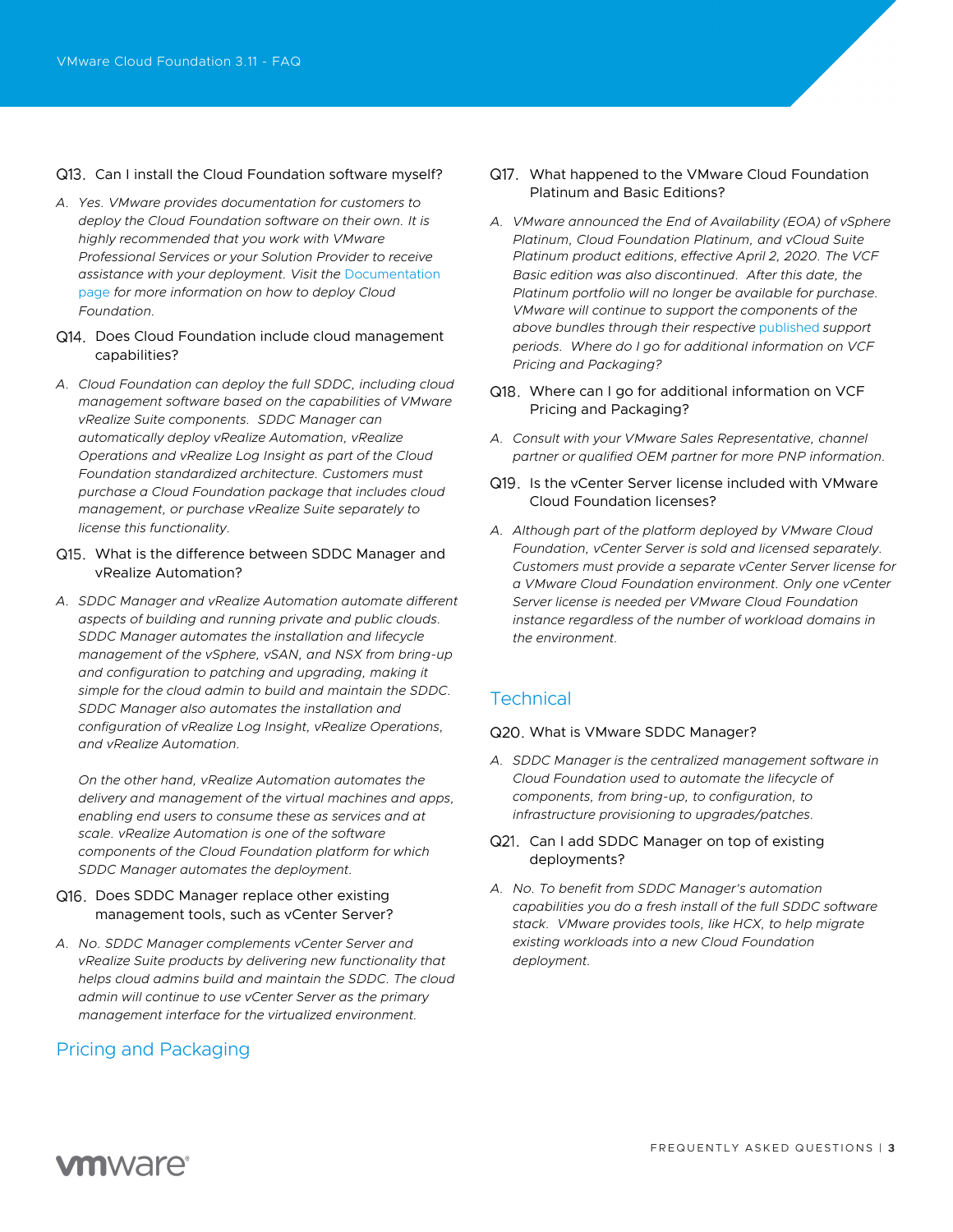Q13. Can I install the Cloud Foundation software myself?

A. *Yes. VMware provides documentation for customers to deploy the Cloud Foundation software on their own. It is highly recommended that you work with VMware Professional Services or your Solution Provider to receive assistance with your deployment. Visit the Documentation page for more information on how to deploy Cloud Foundation.*

Q14. Does Cloud Foundation include cloud management capabilities?

A. *Cloud Foundation can deploy the full SDDC, including cloud management software based on the capabilities of VMware vRealize Suite components. SDDC Manager can automatically deploy vRealize Automation, vRealize Operations and vRealize Log Insight as part of the Cloud Foundation standardized architecture. Customers must purchase a Cloud Foundation package that includes cloud management, or purchase vRealize Suite separately to license this functionality.*

Q15. What is the difference between SDDC Manager and vRealize Automation?

A. *SDDC Manager and vRealize Automation automate different aspects of building and running private and public clouds. SDDC Manager automates the installation and lifecycle management of the vSphere, vSAN, and NSX from bring-up and configuration to patching and upgrading, making it simple for the cloud admin to build and maintain the SDDC. SDDC Manager also automates the installation and configuration of vRealize Log Insight, vRealize Operations, and vRealize Automation.*

*On the other hand, vRealize Automation automates the delivery and management of the virtual machines and apps, enabling end users to consume these as services and at scale. vRealize Automation is one of the software components of the Cloud Foundation platform for which SDDC Manager automates the deployment.*

Q16. Does SDDC Manager replace other existing management tools, such as vCenter Server?

A. *No. SDDC Manager complements vCenter Server and vRealize Suite products by delivering new functionality that helps cloud admins build and maintain the SDDC. The cloud admin will continue to use vCenter Server as the primary management interface for the virtualized environment.*

## Pricing and Packaging

Q17. What happened to the VMware Cloud Foundation Platinum and Basic Editions?

A. *VMware announced the End of Availability (EOA) of vSphere Platinum, Cloud Foundation Platinum, and vCloud Suite Platinum product editions, effective April 2, 2020. The VCF Basic edition was also discontinued. After this date, the Platinum portfolio will no longer be available for purchase. VMware will continue to support the components of the above bundles through their respective published support periods. Where do I go for additional information on VCF Pricing and Packaging?*

Q18. Where can I go for additional information on VCF Pricing and Packaging?

A. *Consult with your VMware Sales Representative, channel partner or qualified OEM partner for more PNP information.*

Q19. Is the vCenter Server license included with VMware Cloud Foundation licenses?

A. *Although part of the platform deployed by VMware Cloud Foundation, vCenter Server is sold and licensed separately. Customers must provide a separate vCenter Server license for a VMware Cloud Foundation environment. Only one vCenter Server license is needed per VMware Cloud Foundation instance regardless of the number of workload domains in the environment.*

## Technical

Q20. What is VMware SDDC Manager?

A. *SDDC Manager is the centralized management software in Cloud Foundation used to automate the lifecycle of components, from bring-up, to configuration, to infrastructure provisioning to upgrades/patches.*

Q21. Can I add SDDC Manager on top of existing deployments?

A. *No. To benefit from SDDC Manager's automation capabilities you do a fresh install of the full SDDC software stack. VMware provides tools, like HCX, to help migrate existing workloads into a new Cloud Foundation deployment.*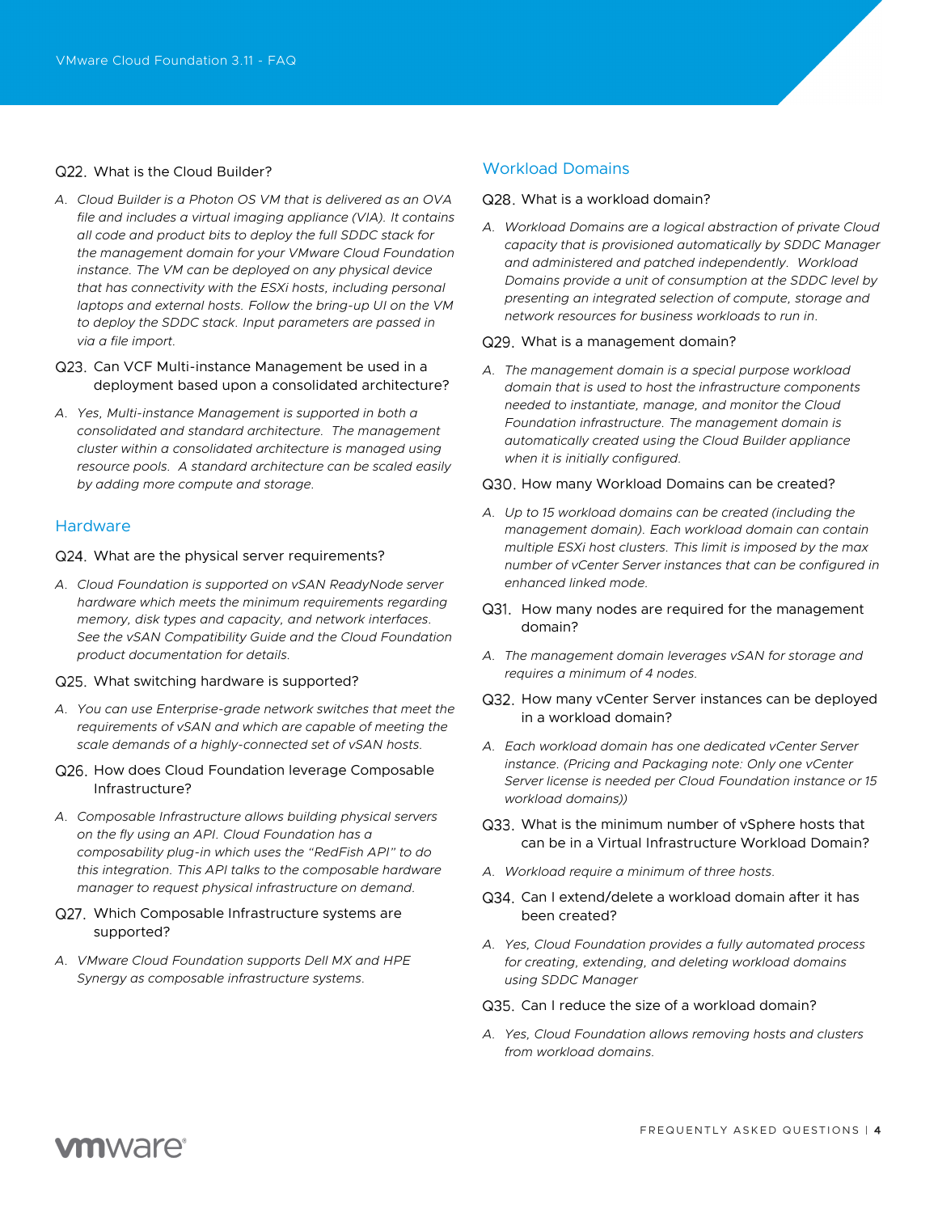Q22. What is the Cloud Builder?

A. *Cloud Builder is a Photon OS VM that is delivered as an OVA file and includes a virtual imaging appliance (VIA). It contains all code and product bits to deploy the full SDDC stack for the management domain for your VMware Cloud Foundation instance. The VM can be deployed on any physical device that has connectivity with the ESXi hosts, including personal laptops and external hosts. Follow the bring-up UI on the VM to deploy the SDDC stack. Input parameters are passed in via a file import.*

Q23. Can VCF Multi-instance Management be used in a deployment based upon a consolidated architecture?

A. *Yes, Multi-instance Management is supported in both a consolidated and standard architecture. The management cluster within a consolidated architecture is managed using resource pools. A standard architecture can be scaled easily by adding more compute and storage.*

## Hardware

Q24. What are the physical server requirements?

A. *Cloud Foundation is supported on vSAN ReadyNode server hardware which meets the minimum requirements regarding memory, disk types and capacity, and network interfaces. See the vSAN Compatibility Guide and the Cloud Foundation product documentation for details.*

Q25. What switching hardware is supported?

A. *You can use Enterprise-grade network switches that meet the requirements of vSAN and which are capable of meeting the scale demands of a highly-connected set of vSAN hosts.*

Q26. How does Cloud Foundation leverage Composable Infrastructure?

A. *Composable Infrastructure allows building physical servers on the fly using an API. Cloud Foundation has a composability plug-in which uses the "RedFish API" to do this integration. This API talks to the composable hardware manager to request physical infrastructure on demand.*

Q27. Which Composable Infrastructure systems are supported?

A. *VMware Cloud Foundation supports Dell MX and HPE Synergy as composable infrastructure systems.*

## Workload Domains

Q28. What is a workload domain?

A. *Workload Domains are a logical abstraction of private Cloud capacity that is provisioned automatically by SDDC Manager and administered and patched independently. Workload Domains provide a unit of consumption at the SDDC level by presenting an integrated selection of compute, storage and network resources for business workloads to run in.*

Q29. What is a management domain?

A. *The management domain is a special purpose workload domain that is used to host the infrastructure components needed to instantiate, manage, and monitor the Cloud Foundation infrastructure. The management domain is automatically created using the Cloud Builder appliance when it is initially configured.*

Q30. How many Workload Domains can be created?

A. *Up to 15 workload domains can be created (including the management domain). Each workload domain can contain multiple ESXi host clusters. This limit is imposed by the max number of vCenter Server instances that can be configured in enhanced linked mode.*

Q31. How many nodes are required for the management domain?

A. *The management domain leverages vSAN for storage and requires a minimum of 4 nodes.*

Q32. How many vCenter Server instances can be deployed in a workload domain?

A. *Each workload domain has one dedicated vCenter Server instance. (Pricing and Packaging note: Only one vCenter Server license is needed per Cloud Foundation instance or 15 workload domains))*

Q33. What is the minimum number of vSphere hosts that can be in a Virtual Infrastructure Workload Domain?

A. *Workload require a minimum of three hosts.*

Q34. Can I extend/delete a workload domain after it has been created?

A. *Yes, Cloud Foundation provides a fully automated process for creating, extending, and deleting workload domains using SDDC Manager*

Q35. Can I reduce the size of a workload domain?

A. *Yes, Cloud Foundation allows removing hosts and clusters from workload domains.*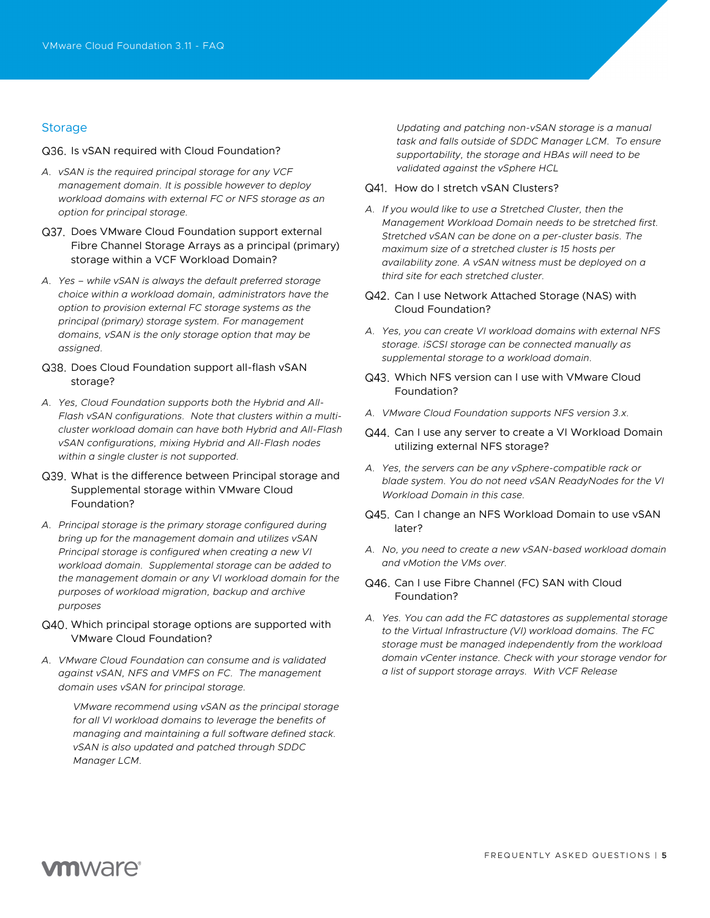## Storage

### Q36. Is vSAN required with Cloud Foundation?

A. *vSAN is the required principal storage for any VCF management domain. It is possible however to deploy workload domains with external FC or NFS storage as an option for principal storage.*

### Q37. Does VMware Cloud Foundation support external Fibre Channel Storage Arrays as a principal (primary) storage within a VCF Workload Domain?

A. *Yes – while vSAN is always the default preferred storage choice within a workload domain, administrators have the option to provision external FC storage systems as the principal (primary) storage system. For management domains, vSAN is the only storage option that may be assigned.*

### Q38. Does Cloud Foundation support all-flash vSAN storage?

A. *Yes, Cloud Foundation supports both the Hybrid and All-Flash vSAN configurations. Note that clusters within a multi-cluster workload domain can have both Hybrid and All-Flash vSAN configurations, mixing Hybrid and All-Flash nodes within a single cluster is not supported.*

### Q39. What is the difference between Principal storage and Supplemental storage within VMware Cloud Foundation?

A. *Principal storage is the primary storage configured during bring up for the management domain and utilizes vSAN Principal storage is configured when creating a new VI workload domain. Supplemental storage can be added to the management domain or any VI workload domain for the purposes of workload migration, backup and archive purposes*

### Q40. Which principal storage options are supported with VMware Cloud Foundation?

A. *VMware Cloud Foundation can consume and is validated against vSAN, NFS and VMFS on FC. The management domain uses vSAN for principal storage.*

*VMware recommend using vSAN as the principal storage for all VI workload domains to leverage the benefits of managing and maintaining a full software defined stack. vSAN is also updated and patched through SDDC Manager LCM.*

*Updating and patching non-vSAN storage is a manual task and falls outside of SDDC Manager LCM. To ensure supportability, the storage and HBAs will need to be validated against the vSphere HCL*

### Q41. How do I stretch vSAN Clusters?

A. *If you would like to use a Stretched Cluster, then the Management Workload Domain needs to be stretched first. Stretched vSAN can be done on a per-cluster basis. The maximum size of a stretched cluster is 15 hosts per availability zone. A vSAN witness must be deployed on a third site for each stretched cluster.*

### Q42. Can I use Network Attached Storage (NAS) with Cloud Foundation?

A. *Yes, you can create VI workload domains with external NFS storage. iSCSI storage can be connected manually as supplemental storage to a workload domain.*

### Q43. Which NFS version can I use with VMware Cloud Foundation?

A. *VMware Cloud Foundation supports NFS version 3.x.*

### Q44. Can I use any server to create a VI Workload Domain utilizing external NFS storage?

A. *Yes, the servers can be any vSphere-compatible rack or blade system. You do not need vSAN ReadyNodes for the VI Workload Domain in this case.*

### Q45. Can I change an NFS Workload Domain to use vSAN later?

A. *No, you need to create a new vSAN-based workload domain and vMotion the VMs over.*

### Q46. Can I use Fibre Channel (FC) SAN with Cloud Foundation?

A. *Yes. You can add the FC datastores as supplemental storage to the Virtual Infrastructure (VI) workload domains. The FC storage must be managed independently from the workload domain vCenter instance. Check with your storage vendor for a list of support storage arrays. With VCF Release*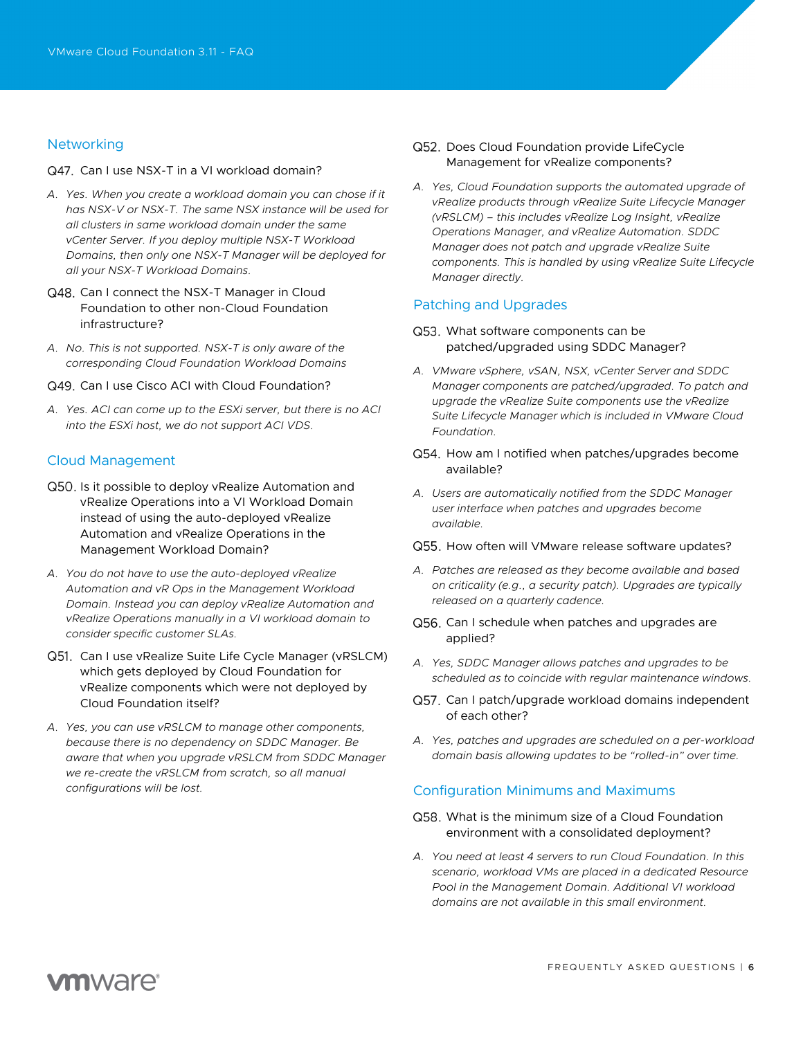## Networking

Q47. Can I use NSX-T in a VI workload domain?

A. *Yes. When you create a workload domain you can chose if it has NSX-V or NSX-T. The same NSX instance will be used for all clusters in same workload domain under the same vCenter Server. If you deploy multiple NSX-T Workload Domains, then only one NSX-T Manager will be deployed for all your NSX-T Workload Domains.*

Q48. Can I connect the NSX-T Manager in Cloud Foundation to other non-Cloud Foundation infrastructure?

A. *No. This is not supported. NSX-T is only aware of the corresponding Cloud Foundation Workload Domains*

Q49. Can I use Cisco ACI with Cloud Foundation?

A. *Yes. ACI can come up to the ESXi server, but there is no ACI into the ESXi host, we do not support ACI VDS.*

## Cloud Management

Q50. Is it possible to deploy vRealize Automation and vRealize Operations into a VI Workload Domain instead of using the auto-deployed vRealize Automation and vRealize Operations in the Management Workload Domain?

A. *You do not have to use the auto-deployed vRealize Automation and vR Ops in the Management Workload Domain. Instead you can deploy vRealize Automation and vRealize Operations manually in a VI workload domain to consider specific customer SLAs.*

Q51. Can I use vRealize Suite Life Cycle Manager (vRSLCM) which gets deployed by Cloud Foundation for vRealize components which were not deployed by Cloud Foundation itself?

A. *Yes, you can use vRSLCM to manage other components, because there is no dependency on SDDC Manager. Be aware that when you upgrade vRSLCM from SDDC Manager we re-create the vRSLCM from scratch, so all manual configurations will be lost.*

Q52. Does Cloud Foundation provide LifeCycle Management for vRealize components?

A. *Yes, Cloud Foundation supports the automated upgrade of vRealize products through vRealize Suite Lifecycle Manager (vRSLCM) – this includes vRealize Log Insight, vRealize Operations Manager, and vRealize Automation. SDDC Manager does not patch and upgrade vRealize Suite components. This is handled by using vRealize Suite Lifecycle Manager directly.*

## Patching and Upgrades

Q53. What software components can be patched/upgraded using SDDC Manager?

A. *VMware vSphere, vSAN, NSX, vCenter Server and SDDC Manager components are patched/upgraded. To patch and upgrade the vRealize Suite components use the vRealize Suite Lifecycle Manager which is included in VMware Cloud Foundation.*

Q54. How am I notified when patches/upgrades become available?

A. *Users are automatically notified from the SDDC Manager user interface when patches and upgrades become available.*

Q55. How often will VMware release software updates?

A. *Patches are released as they become available and based on criticality (e.g., a security patch). Upgrades are typically released on a quarterly cadence.*

Q56. Can I schedule when patches and upgrades are applied?

A. *Yes, SDDC Manager allows patches and upgrades to be scheduled as to coincide with regular maintenance windows.*

Q57. Can I patch/upgrade workload domains independent of each other?

A. *Yes, patches and upgrades are scheduled on a per-workload domain basis allowing updates to be "rolled-in" over time.*

## Configuration Minimums and Maximums

Q58. What is the minimum size of a Cloud Foundation environment with a consolidated deployment?

A. *You need at least 4 servers to run Cloud Foundation. In this scenario, workload VMs are placed in a dedicated Resource Pool in the Management Domain. Additional VI workload domains are not available in this small environment.*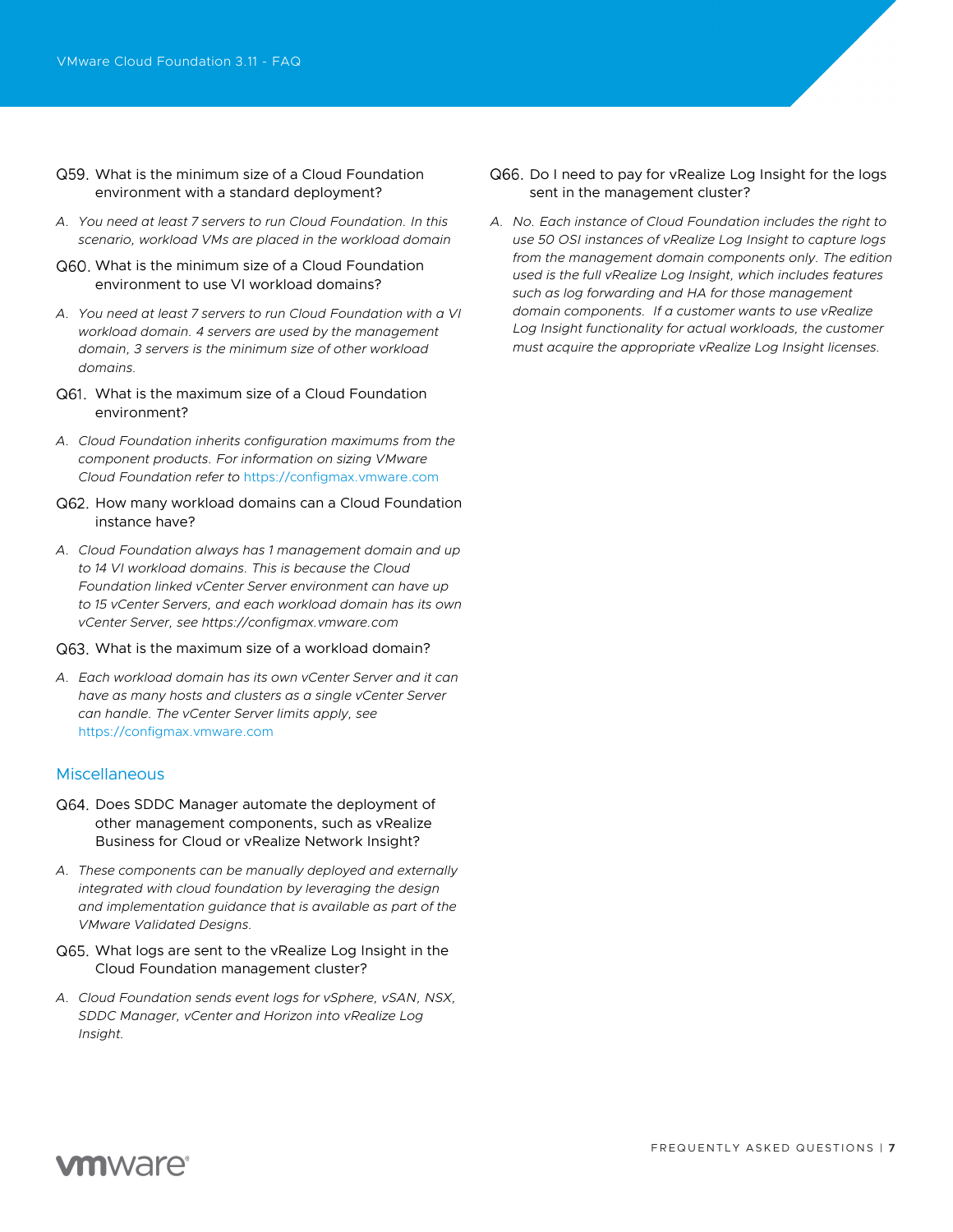Q59. What is the minimum size of a Cloud Foundation environment with a standard deployment?

A. *You need at least 7 servers to run Cloud Foundation. In this scenario, workload VMs are placed in the workload domain*

Q60. What is the minimum size of a Cloud Foundation environment to use VI workload domains?

A. *You need at least 7 servers to run Cloud Foundation with a VI workload domain. 4 servers are used by the management domain, 3 servers is the minimum size of other workload domains.*

Q61. What is the maximum size of a Cloud Foundation environment?

A. *Cloud Foundation inherits configuration maximums from the component products. For information on sizing VMware Cloud Foundation refer to* https://configmax.vmware.com

Q62. How many workload domains can a Cloud Foundation instance have?

A. *Cloud Foundation always has 1 management domain and up to 14 VI workload domains. This is because the Cloud Foundation linked vCenter Server environment can have up to 15 vCenter Servers, and each workload domain has its own vCenter Server, see https://configmax.vmware.com*

Q63. What is the maximum size of a workload domain?

A. *Each workload domain has its own vCenter Server and it can have as many hosts and clusters as a single vCenter Server can handle. The vCenter Server limits apply, see* https://configmax.vmware.com

## Miscellaneous

Q64. Does SDDC Manager automate the deployment of other management components, such as vRealize Business for Cloud or vRealize Network Insight?

A. *These components can be manually deployed and externally integrated with cloud foundation by leveraging the design and implementation guidance that is available as part of the VMware Validated Designs.*

Q65. What logs are sent to the vRealize Log Insight in the Cloud Foundation management cluster?

A. *Cloud Foundation sends event logs for vSphere, vSAN, NSX, SDDC Manager, vCenter and Horizon into vRealize Log Insight.*

Q66. Do I need to pay for vRealize Log Insight for the logs sent in the management cluster?

A. *No. Each instance of Cloud Foundation includes the right to use 50 OSI instances of vRealize Log Insight to capture logs from the management domain components only. The edition used is the full vRealize Log Insight, which includes features such as log forwarding and HA for those management domain components. If a customer wants to use vRealize Log Insight functionality for actual workloads, the customer must acquire the appropriate vRealize Log Insight licenses.*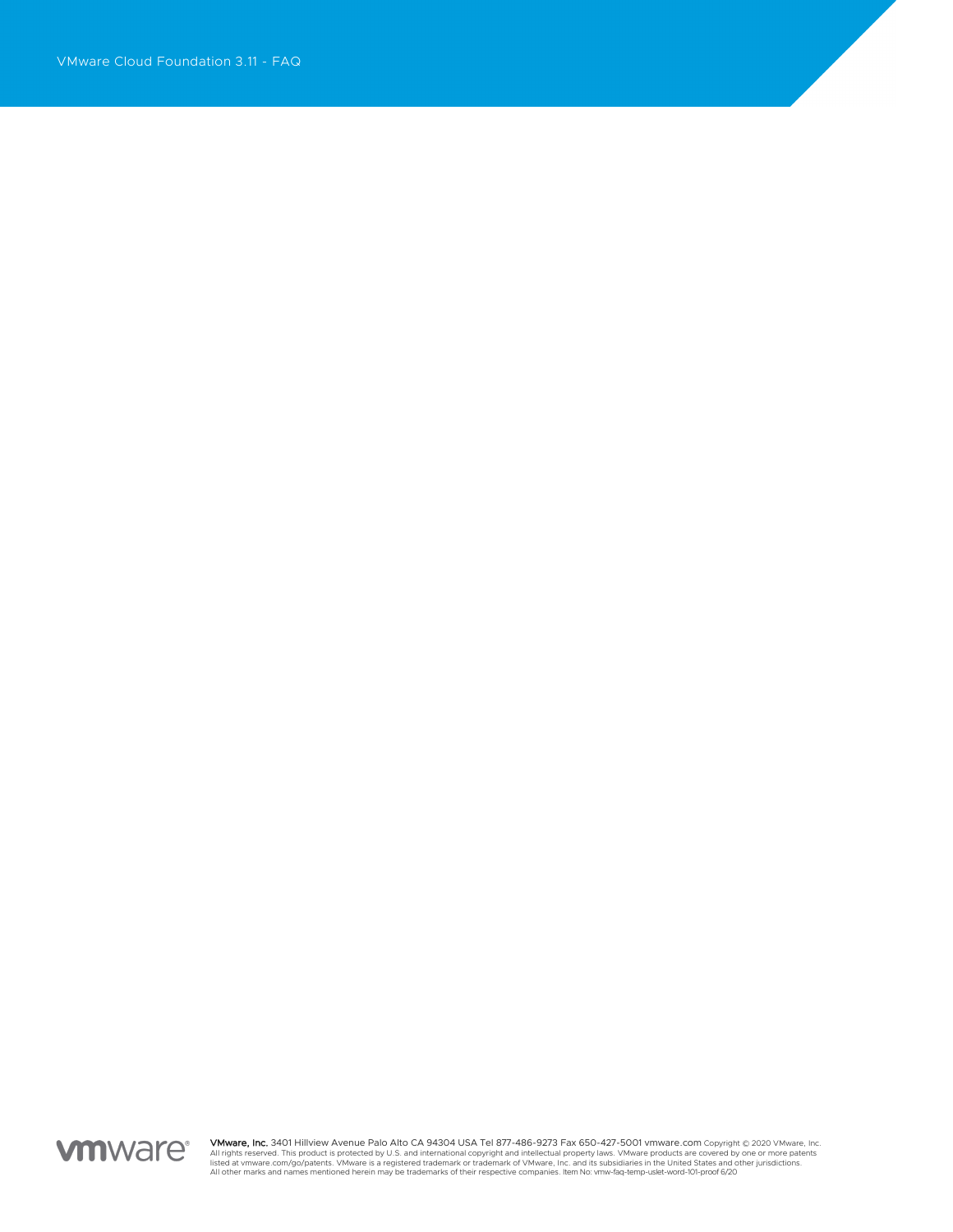VMware, Inc. 3401 Hillview Avenue Palo Alto CA 94304 USA Tel 877-486-9273 Fax 650-427-5001 vmware.com Copyright © 2020 VMware, Inc. All rights reserved. This product is protected by U.S. and international copyright and intellectual property laws. VMware products are covered by one or more patents listed at vmware.com/go/patents. VMware is a registered trademark or trademark of VMware, Inc. and its subsidiaries in the United States and other jurisdictions. All other marks and names mentioned herein may be trademarks of their respective companies. Item No: vmw-faq-temp-uslet-word-101-proof 6/20